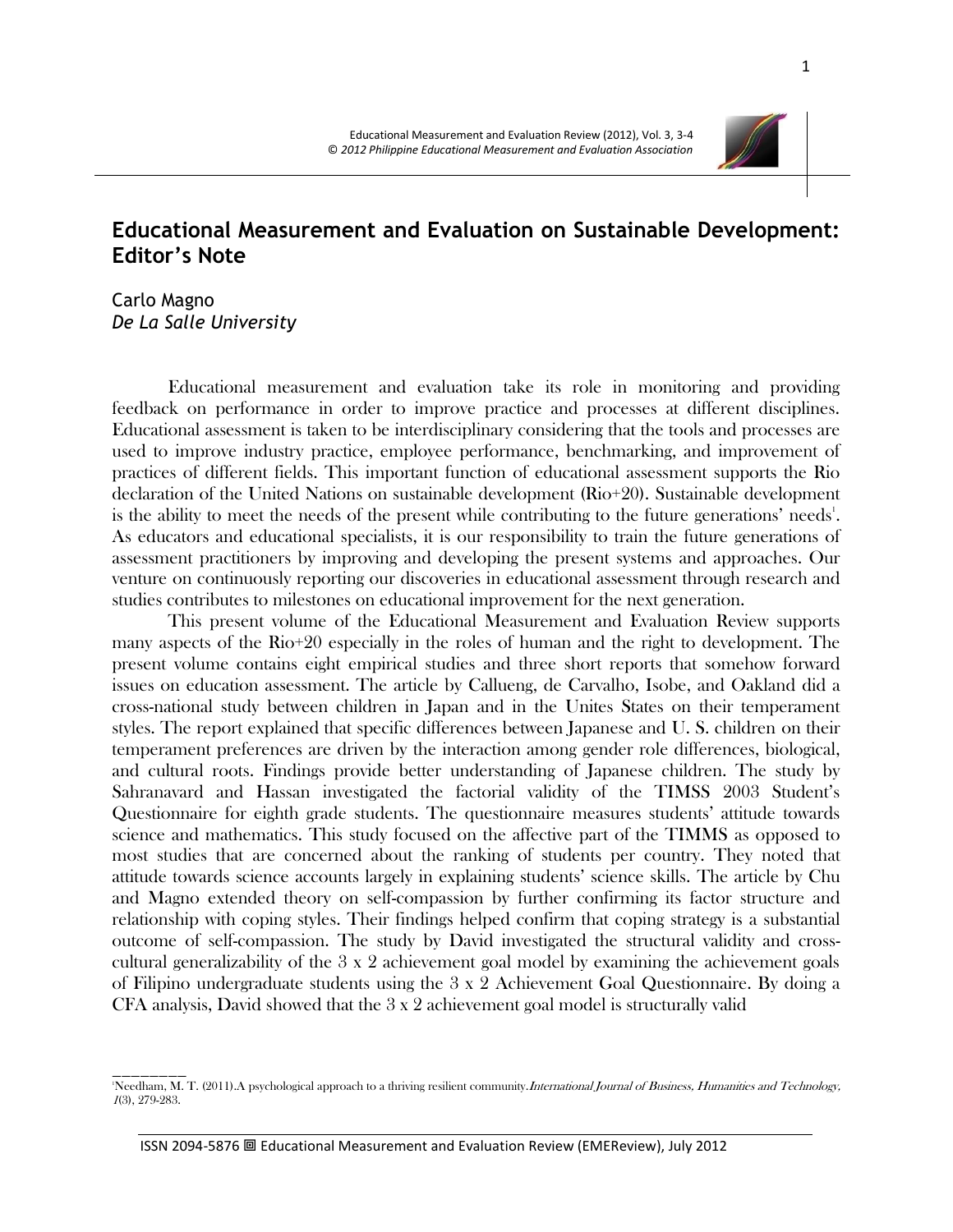# Educational Measurement and Evaluation on Sustainable Development: Editor's Note

Carlo Magno
*De La Salle University*

Educational measurement and evaluation take its role in monitoring and providing feedback on performance in order to improve practice and processes at different disciplines. Educational assessment is taken to be interdisciplinary considering that the tools and processes are used to improve industry practice, employee performance, benchmarking, and improvement of practices of different fields. This important function of educational assessment supports the Rio declaration of the United Nations on sustainable development (Rio+20). Sustainable development is the ability to meet the needs of the present while contributing to the future generations' needs[1]. As educators and educational specialists, it is our responsibility to train the future generations of assessment practitioners by improving and developing the present systems and approaches. Our venture on continuously reporting our discoveries in educational assessment through research and studies contributes to milestones on educational improvement for the next generation.

This present volume of the Educational Measurement and Evaluation Review supports many aspects of the Rio+20 especially in the roles of human and the right to development. The present volume contains eight empirical studies and three short reports that somehow forward issues on education assessment. The article by Callueng, de Carvalho, Isobe, and Oakland did a cross-national study between children in Japan and in the Unites States on their temperament styles. The report explained that specific differences between Japanese and U. S. children on their temperament preferences are driven by the interaction among gender role differences, biological, and cultural roots. Findings provide better understanding of Japanese children. The study by Sahranavard and Hassan investigated the factorial validity of the TIMSS 2003 Student's Questionnaire for eighth grade students. The questionnaire measures students' attitude towards science and mathematics. This study focused on the affective part of the TIMMS as opposed to most studies that are concerned about the ranking of students per country. They noted that attitude towards science accounts largely in explaining students' science skills. The article by Chu and Magno extended theory on self-compassion by further confirming its factor structure and relationship with coping styles. Their findings helped confirm that coping strategy is a substantial outcome of self-compassion. The study by David investigated the structural validity and cross-cultural generalizability of the 3 x 2 achievement goal model by examining the achievement goals of Filipino undergraduate students using the 3 x 2 Achievement Goal Questionnaire. By doing a CFA analysis, David showed that the 3 x 2 achievement goal model is structurally valid

---

[1] Needham, M. T. (2011).A psychological approach to a thriving resilient community.*International Journal of Business, Humanities and Technology, 1*(3), 279-283.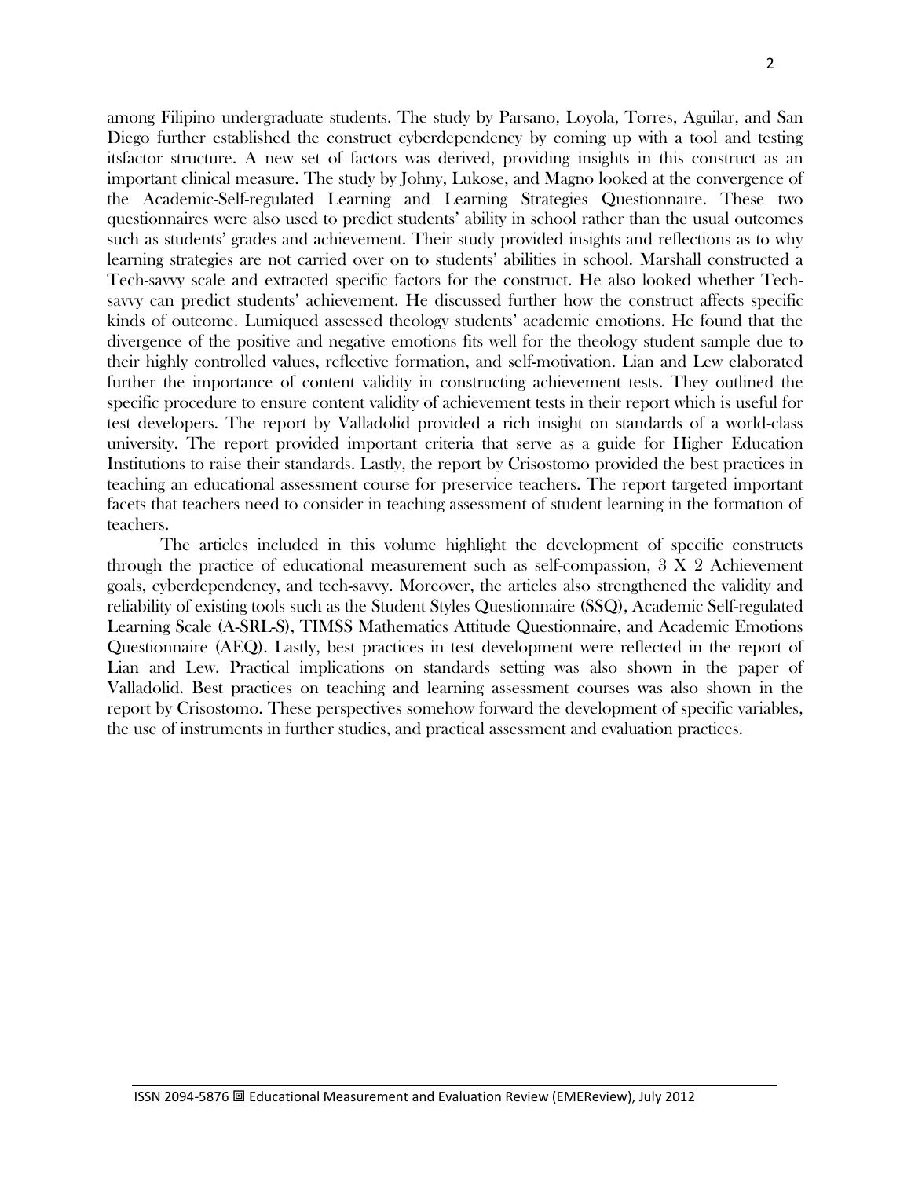among Filipino undergraduate students. The study by Parsano, Loyola, Torres, Aguilar, and San Diego further established the construct cyberdependency by coming up with a tool and testing itsfactor structure. A new set of factors was derived, providing insights in this construct as an important clinical measure. The study by Johny, Lukose, and Magno looked at the convergence of the Academic-Self-regulated Learning and Learning Strategies Questionnaire. These two questionnaires were also used to predict students' ability in school rather than the usual outcomes such as students' grades and achievement. Their study provided insights and reflections as to why learning strategies are not carried over on to students' abilities in school. Marshall constructed a Tech-savvy scale and extracted specific factors for the construct. He also looked whether Tech-savvy can predict students' achievement. He discussed further how the construct affects specific kinds of outcome. Lumiqued assessed theology students' academic emotions. He found that the divergence of the positive and negative emotions fits well for the theology student sample due to their highly controlled values, reflective formation, and self-motivation. Lian and Lew elaborated further the importance of content validity in constructing achievement tests. They outlined the specific procedure to ensure content validity of achievement tests in their report which is useful for test developers. The report by Valladolid provided a rich insight on standards of a world-class university. The report provided important criteria that serve as a guide for Higher Education Institutions to raise their standards. Lastly, the report by Crisostomo provided the best practices in teaching an educational assessment course for preservice teachers. The report targeted important facets that teachers need to consider in teaching assessment of student learning in the formation of teachers.

The articles included in this volume highlight the development of specific constructs through the practice of educational measurement such as self-compassion, 3 X 2 Achievement goals, cyberdependency, and tech-savvy. Moreover, the articles also strengthened the validity and reliability of existing tools such as the Student Styles Questionnaire (SSQ), Academic Self-regulated Learning Scale (A-SRL-S), TIMSS Mathematics Attitude Questionnaire, and Academic Emotions Questionnaire (AEQ). Lastly, best practices in test development were reflected in the report of Lian and Lew. Practical implications on standards setting was also shown in the paper of Valladolid. Best practices on teaching and learning assessment courses was also shown in the report by Crisostomo. These perspectives somehow forward the development of specific variables, the use of instruments in further studies, and practical assessment and evaluation practices.